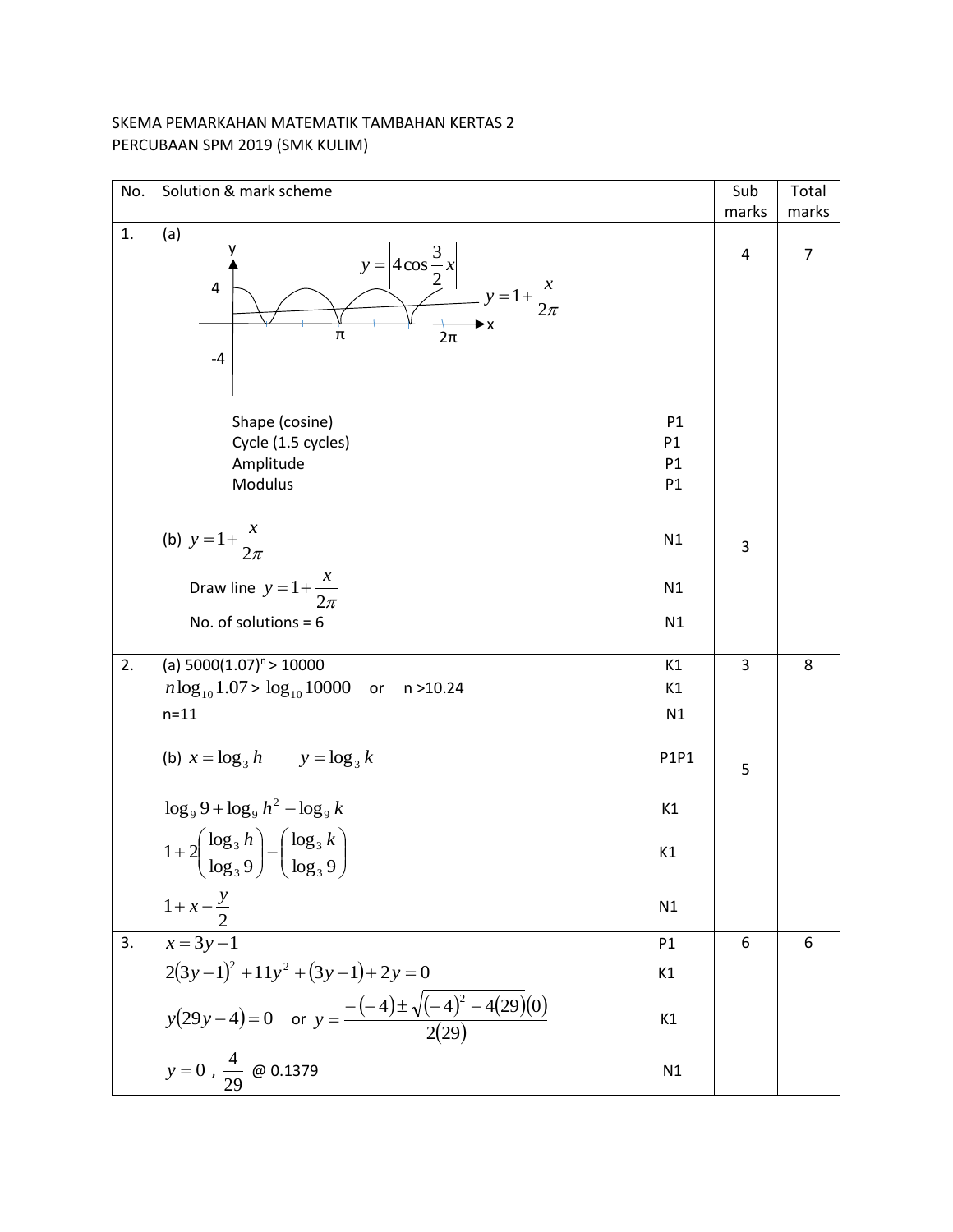SKEMA PEMARKAHAN MATEMATIK TAMBAHAN KERTAS 2
PERCUBAAN SPM 2019 (SMK KULIM)

| No. | Solution & mark scheme | | Sub marks | Total marks |
|---|---|---|---|---|
| 1. | (a) $y = \left\|4\cos\frac{3}{2}x\right\|$, $y = 1 + \frac{x}{2\pi}$ | | 4 | 7 |
| | Shape (cosine) | P1 | | |
| | Cycle (1.5 cycles) | P1 | | |
| | Amplitude | P1 | | |
| | Modulus | P1 | | |
| | (b) $y = 1 + \frac{x}{2\pi}$ | N1 | 3 | |
| | Draw line $y = 1 + \frac{x}{2\pi}$ | N1 | | |
| | No. of solutions = 6 | N1 | | |
| 2. | (a) $5000(1.07)^n > 10000$ | K1 | 3 | 8 |
| | $n\log_{10}1.07 > \log_{10}10000$ or $n > 10.24$ | K1 | | |
| | n=11 | N1 | | |
| | (b) $x = \log_3 h$ $\quad y = \log_3 k$ | P1P1 | 5 | |
| | $\log_9 9 + \log_9 h^2 - \log_9 k$ | K1 | | |
| | $1 + 2\left(\frac{\log_3 h}{\log_3 9}\right) - \left(\frac{\log_3 k}{\log_3 9}\right)$ | K1 | | |
| | $1 + x - \frac{y}{2}$ | N1 | | |
| 3. | $x = 3y - 1$ | P1 | 6 | 6 |
| | $2(3y-1)^2 + 11y^2 + (3y-1) + 2y = 0$ | K1 | | |
| | $y(29y - 4) = 0$ or $y = \frac{-(-4) \pm \sqrt{(-4)^2 - 4(29)(0)}}{2(29)}$ | K1 | | |
| | $y = 0$ , $\frac{4}{29}$ @ 0.1379 | N1 | | |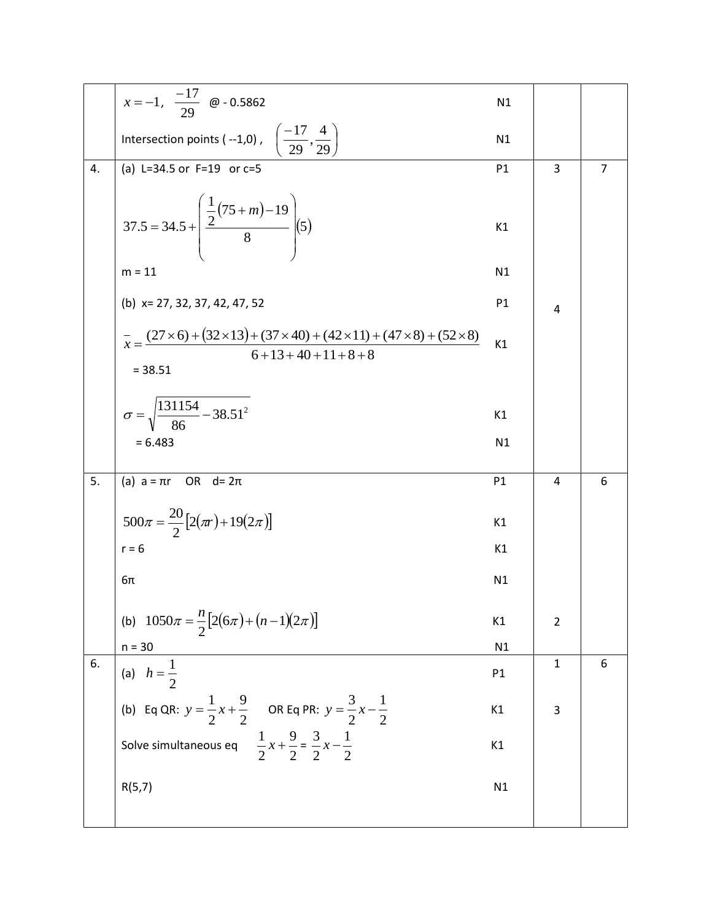|  |  |  |  |  |
|---|---|---|---|---|
|  | $x = -1,\ \dfrac{-17}{29}$ @ - 0.5862 | N1 |  |  |
|  | Intersection points ( --1,0) , $\left(\dfrac{-17}{29}, \dfrac{4}{29}\right)$ | N1 |  |  |
| 4. | (a) L=34.5 or F=19 or c=5 | P1 | 3 | 7 |
|  | $37.5 = 34.5 + \left(\dfrac{\frac{1}{2}(75+m) - 19}{8}\right)(5)$ | K1 |  |  |
|  | m = 11 | N1 |  |  |
|  | (b) x= 27, 32, 37, 42, 47, 52 | P1 | 4 |  |
|  | $\bar{x} = \dfrac{(27\times 6) + (32\times 13) + (37\times 40) + (42\times 11) + (47\times 8) + (52\times 8)}{6+13+40+11+8+8}$ | K1 |  |  |
|  | = 38.51 |  |  |  |
|  | $\sigma = \sqrt{\dfrac{131154}{86} - 38.51^2}$ | K1 |  |  |
|  | = 6.483 | N1 |  |  |
| 5. | (a) a = πr OR d= 2π | P1 | 4 | 6 |
|  | $500\pi = \dfrac{20}{2}\left[2(\pi r) + 19(2\pi)\right]$ | K1 |  |  |
|  | r = 6 | K1 |  |  |
|  | 6π | N1 |  |  |
|  | (b) $1050\pi = \dfrac{n}{2}\left[2(6\pi) + (n-1)(2\pi)\right]$ | K1 | 2 |  |
|  | n = 30 | N1 |  |  |
| 6. | (a) $h = \dfrac{1}{2}$ | P1 | 1 | 6 |
|  | (b) Eq QR: $y = \dfrac{1}{2}x + \dfrac{9}{2}$ OR Eq PR: $y = \dfrac{3}{2}x - \dfrac{1}{2}$ | K1 | 3 |  |
|  | Solve simultaneous eq $\dfrac{1}{2}x + \dfrac{9}{2} = \dfrac{3}{2}x - \dfrac{1}{2}$ | K1 |  |  |
|  | R(5,7) | N1 |  |  |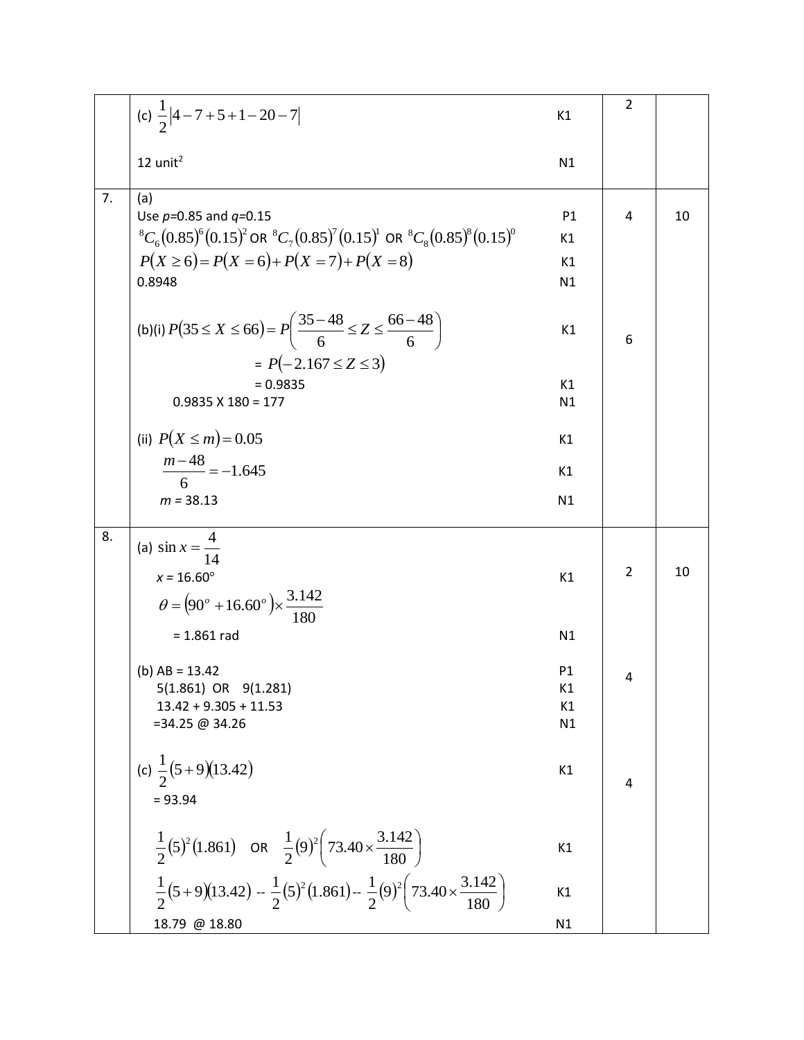|  |  |  |  |
|---|---|---|---|
|  | (c) $\frac{1}{2}\left\|4-7+5+1-20-7\right\|$ K1<br><br>12 unit$^2$ N1 | 2 |  |
| 7. | (a)<br>Use $p$=0.85 and $q$=0.15 P1<br>${}^8C_6(0.85)^6(0.15)^2$ OR ${}^8C_7(0.85)^7(0.15)^1$ OR ${}^8C_8(0.85)^8(0.15)^0$ K1<br>$P(X \geq 6) = P(X=6)+P(X=7)+P(X=8)$ K1<br>0.8948 N1<br><br>(b)(i) $P(35 \leq X \leq 66) = P\left(\frac{35-48}{6} \leq Z \leq \frac{66-48}{6}\right)$ K1<br>= $P(-2.167 \leq Z \leq 3)$<br>= 0.9835 K1<br>0.9835 X 180 = 177 N1<br><br>(ii) $P(X \leq m) = 0.05$ K1<br>$\frac{m-48}{6} = -1.645$ K1<br>$m$ = 38.13 N1 | 4<br><br><br><br><br><br>6 | 10 |
| 8. | (a) $\sin x = \frac{4}{14}$<br>$x$ = 16.60° K1<br>$\theta = (90^o + 16.60^o) \times \frac{3.142}{180}$<br>= 1.861 rad N1<br><br>(b) AB = 13.42 P1<br>5(1.861) OR 9(1.281) K1<br>13.42 + 9.305 + 11.53 K1<br>=34.25 @ 34.26 N1<br><br>(c) $\frac{1}{2}(5+9)(13.42)$ K1<br>= 93.94<br><br>$\frac{1}{2}(5)^2(1.861)$ OR $\frac{1}{2}(9)^2\left(73.40 \times \frac{3.142}{180}\right)$ K1<br>$\frac{1}{2}(5+9)(13.42)$ -- $\frac{1}{2}(5)^2(1.861)$-- $\frac{1}{2}(9)^2\left(73.40 \times \frac{3.142}{180}\right)$ K1<br>18.79 @ 18.80 N1 | 2<br><br><br><br>4<br><br><br><br>4 | 10 |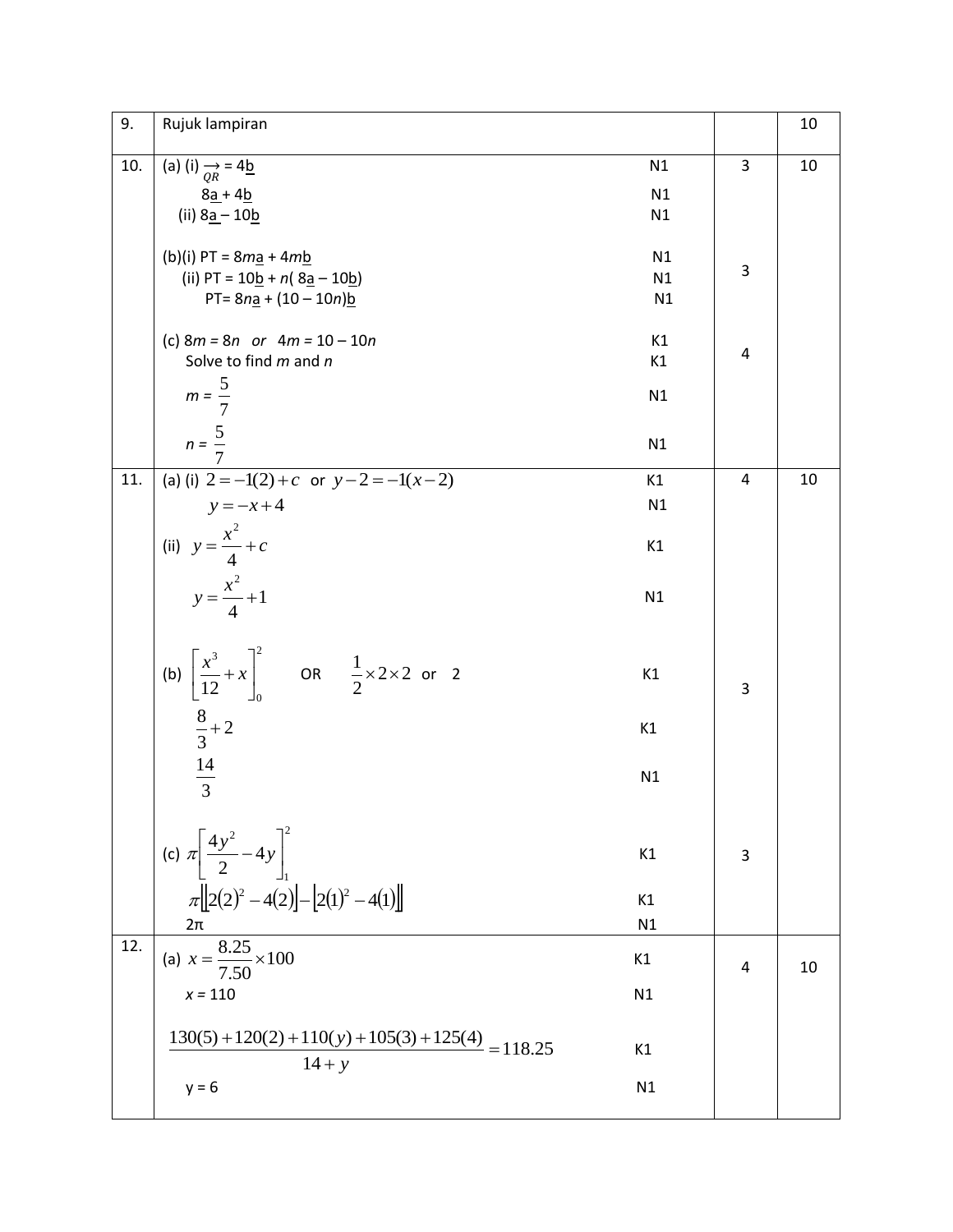| | | | |
|---|---|---|---|
| 9. | Rujuk lampiran | | 10 |
| 10. | (a) (i) $\overrightarrow{QR}$ = 4b  N1<br>8a + 4b  N1<br>(ii) 8a – 10b  N1<br><br>(b)(i) PT = 8*m*a + 4*m*b  N1<br>(ii) PT = 10b + *n*( 8a – 10b)  N1<br>PT= 8*n*a + (10 – 10*n*)b  N1<br><br>(c) 8*m* = 8*n* *or* 4*m* = 10 – 10*n*  K1<br>Solve to find *m* and *n*  K1<br>*m* = $\frac{5}{7}$  N1<br>*n* = $\frac{5}{7}$  N1 | 3<br><br><br><br>3<br><br><br><br>4 | 10 |
| 11. | (a) (i) $2 = -1(2) + c$ or $y - 2 = -1(x - 2)$  K1<br>$y = -x + 4$  N1<br>(ii) $y = \frac{x^2}{4} + c$  K1<br>$y = \frac{x^2}{4} + 1$  N1<br><br>(b) $\left[\frac{x^3}{12} + x\right]_0^2$ OR $\frac{1}{2} \times 2 \times 2$ or 2  K1<br>$\frac{8}{3} + 2$  K1<br>$\frac{14}{3}$  N1<br><br>(c) $\pi\left[\frac{4y^2}{2} - 4y\right]_1^2$  K1<br>$\pi\left[\left[2(2)^2 - 4(2)\right] - \left[2(1)^2 - 4(1)\right]\right]$  K1<br>2π  N1 | 4<br><br><br><br><br>3<br><br><br><br>3 | 10 |
| 12. | (a) $x = \frac{8.25}{7.50} \times 100$  K1<br>*x* = 110  N1<br><br>$\frac{130(5) + 120(2) + 110(y) + 105(3) + 125(4)}{14 + y} = 118.25$  K1<br>y = 6  N1 | 4 | 10 |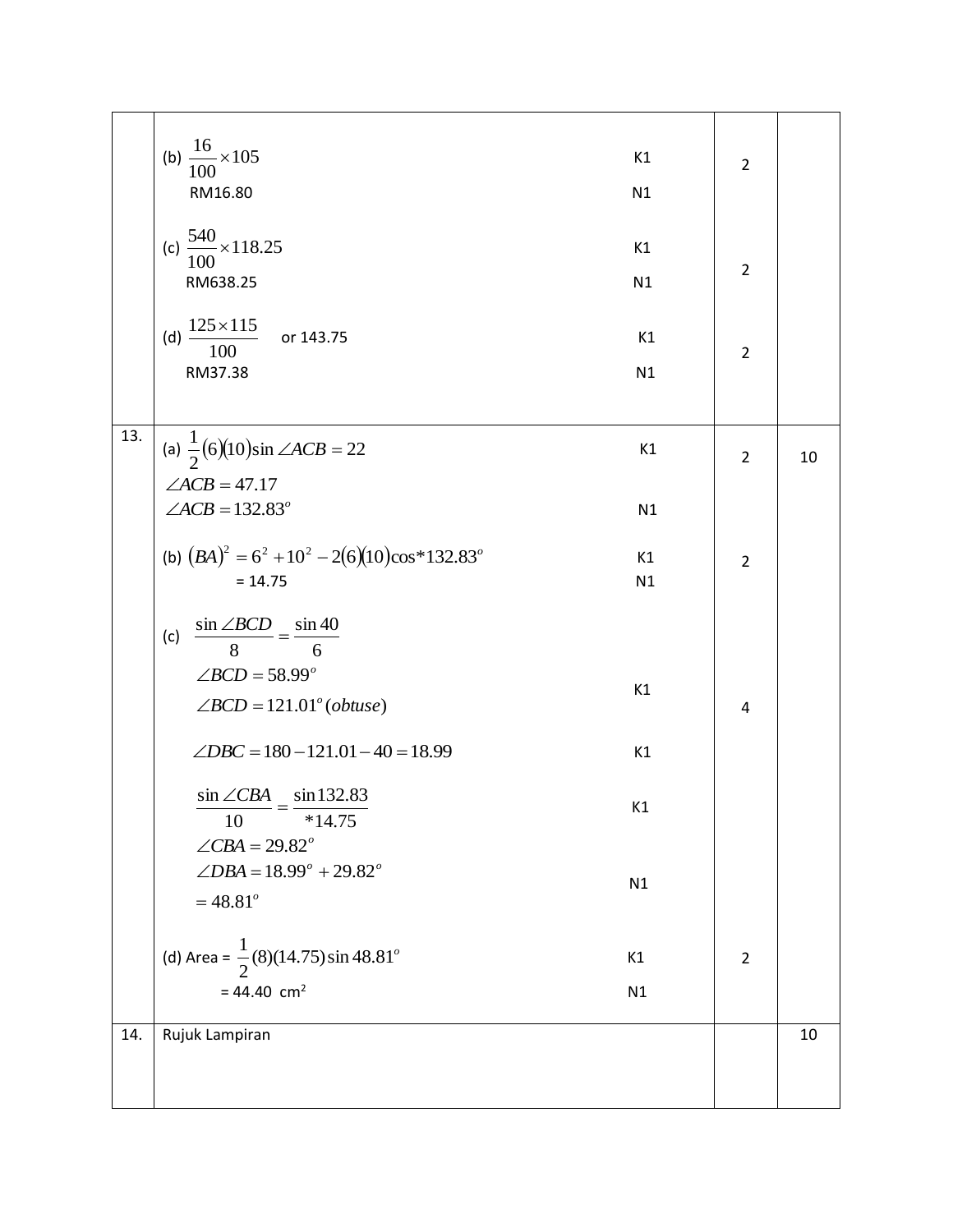| | | | | |
|---|---|---|---|---|
| | (b) $\frac{16}{100} \times 105$ | K1 | 2 | |
| | RM16.80 | N1 | | |
| | (c) $\frac{540}{100} \times 118.25$ | K1 | 2 | |
| | RM638.25 | N1 | | |
| | (d) $\frac{125 \times 115}{100}$ or 143.75 | K1 | 2 | |
| | RM37.38 | N1 | | |
| 13. | (a) $\frac{1}{2}(6)(10)\sin \angle ACB = 22$ | K1 | 2 | 10 |
| | $\angle ACB = 47.17$ | | | |
| | $\angle ACB = 132.83^o$ | N1 | | |
| | (b) $(BA)^2 = 6^2 + 10^2 - 2(6)(10)\cos{*}132.83^o$ | K1 | 2 | |
| | = 14.75 | N1 | | |
| | (c) $\frac{\sin \angle BCD}{8} = \frac{\sin 40}{6}$ | | 4 | |
| | $\angle BCD = 58.99^o$ | | | |
| | $\angle BCD = 121.01^o (obtuse)$ | K1 | | |
| | $\angle DBC = 180 - 121.01 - 40 = 18.99$ | K1 | | |
| | $\frac{\sin \angle CBA}{10} = \frac{\sin 132.83}{{*}14.75}$ | K1 | | |
| | $\angle CBA = 29.82^o$ | | | |
| | $\angle DBA = 18.99^o + 29.82^o$ | | | |
| | $= 48.81^o$ | N1 | | |
| | (d) Area = $\frac{1}{2}(8)(14.75)\sin 48.81^o$ | K1 | 2 | |
| | = 44.40 cm$^2$ | N1 | | |
| 14. | Rujuk Lampiran | | | 10 |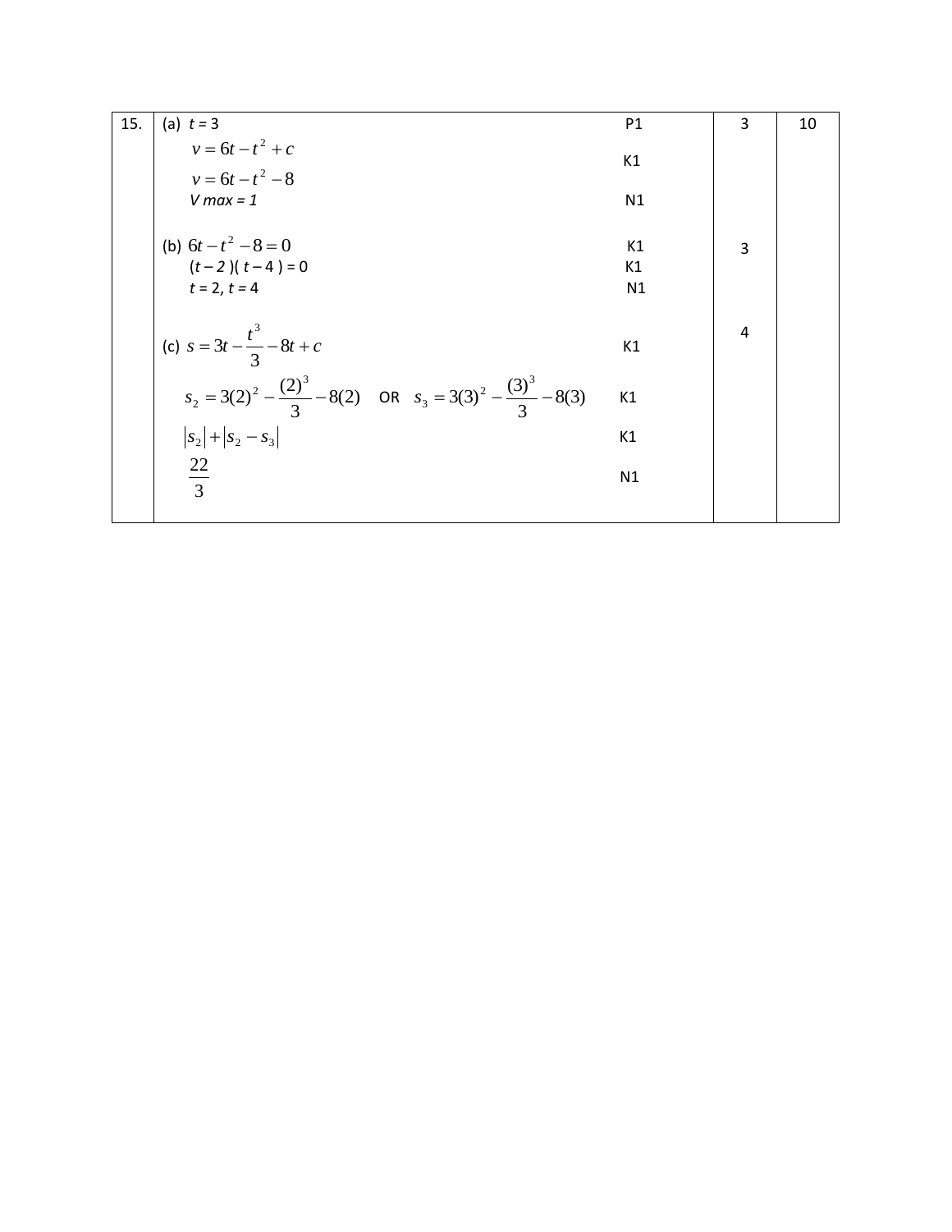| | | | |
|---|---|---|---|
| 15. | (a) $t = 3$ P1<br>$v = 6t - t^2 + c$ K1<br>$v = 6t - t^2 - 8$<br>*V max = 1* N1<br><br>(b) $6t - t^2 - 8 = 0$ K1<br>$(t - 2)(t - 4) = 0$ K1<br>$t = 2$, $t = 4$ N1<br><br>(c) $s = 3t - \frac{t^3}{3} - 8t + c$ K1<br>$s_2 = 3(2)^2 - \frac{(2)^3}{3} - 8(2)$ OR $s_3 = 3(3)^2 - \frac{(3)^3}{3} - 8(3)$ K1<br>$\|s_2\| + \|s_2 - s_3\|$ K1<br>$\frac{22}{3}$ N1 | 3<br><br><br><br><br>3<br><br><br><br>4 | 10 |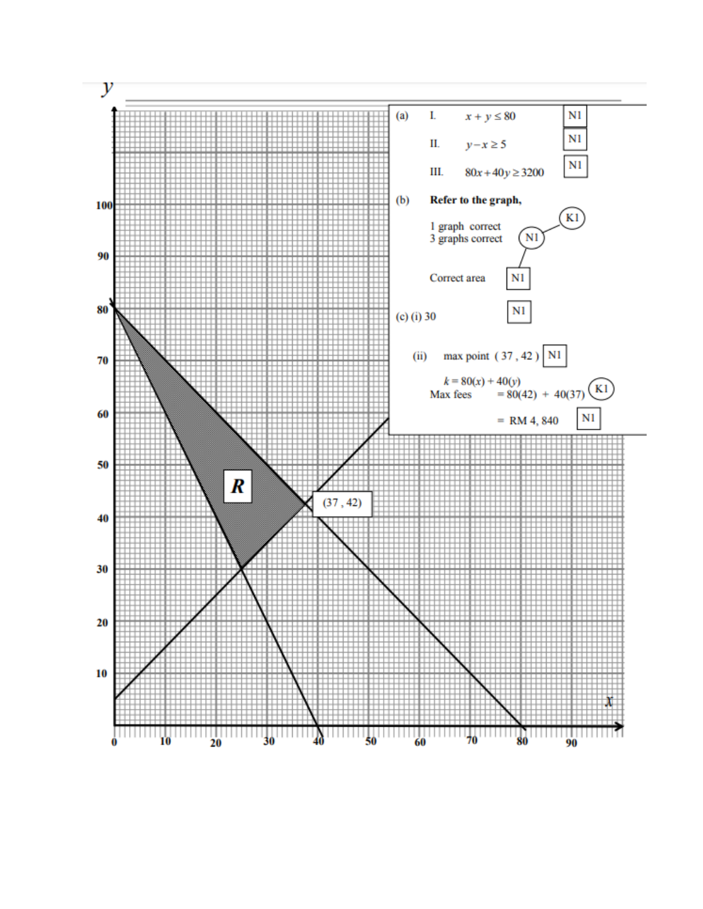(a) I. $x + y \leq 80$ N1

II. $y - x \geq 5$ N1

III. $80x + 40y \geq 3200$ N1

(b) **Refer to the graph,**

1 graph correct K1

3 graphs correct N1

Correct area N1

(c) (i) 30 N1

(ii) max point ( 37 , 42 ) N1

$k = 80(x) + 40(y)$

Max fees $= 80(42) + 40(37)$ K1

= RM 4, 840 N1

(37 , 42)

R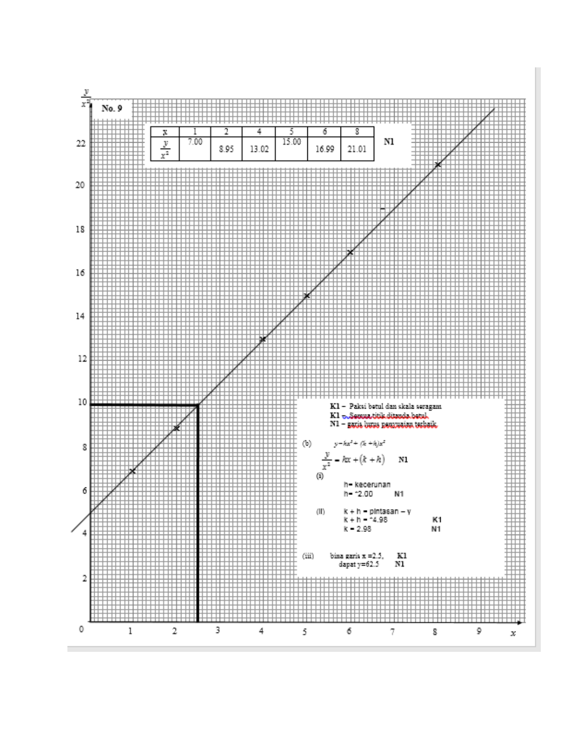**No. 9**

| x | 1 | 2 | 4 | 5 | 6 | 8 |
|---|---|---|---|---|---|---|
| $\frac{y}{x^2}$ | 7.00 | 8.95 | 13.02 | 15.00 | 16.99 | 21.01 |

N1

$\frac{y}{x^2}$

0 2 4 6 8 10 12 14 16 18 20 22

0 1 2 3 4 5 6 7 8 9 $x$

K1 – Paksi betul dan skala seragam
K1 – Semua titik ditanda betul
N1 – garis lurus penyuaian terbaik

(b) $y = hx^3 + (k + h)x^2$

$\frac{y}{x^2} = hx + (k + h)$ N1

(i) h = kecerunan
h = "2.00 N1

(ii) k + h = pintasan – y
k + h = "4.98 K1
k = 2.98 N1

(iii) bina garis x = 2.5, K1
dapat y = 62.5 N1